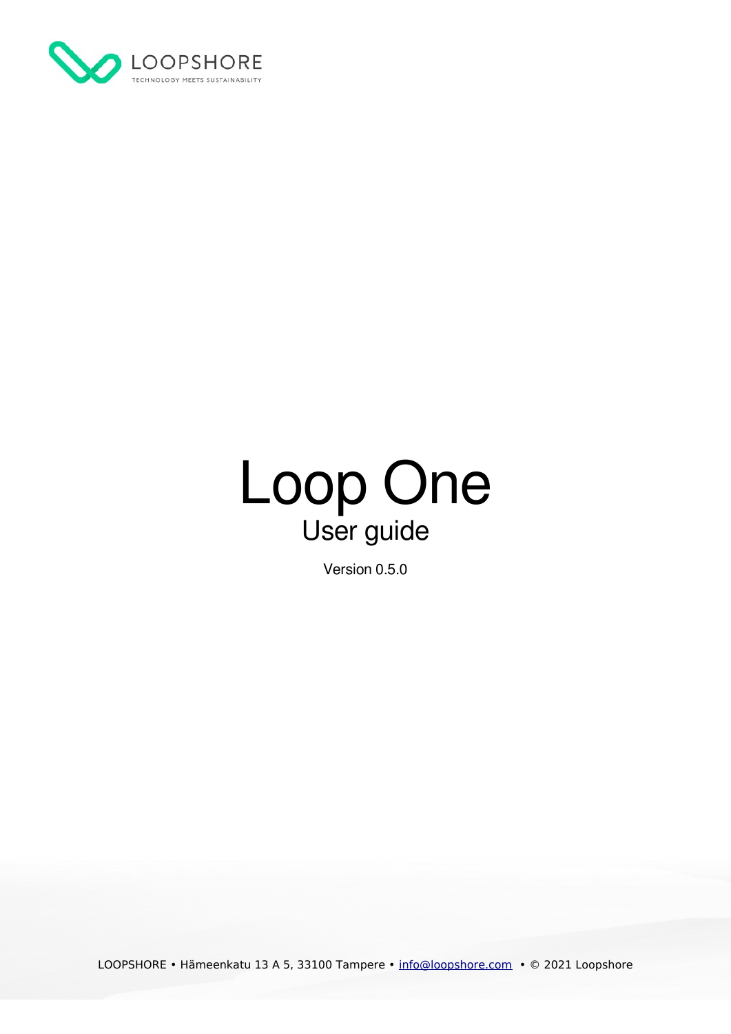LOOPSHORE
TECHNOLOGY MEETS SUSTAINABILITY

# Loop One

## User guide

Version 0.5.0

LOOPSHORE • Hämeenkatu 13 A 5, 33100 Tampere • info@loopshore.com • © 2021 Loopshore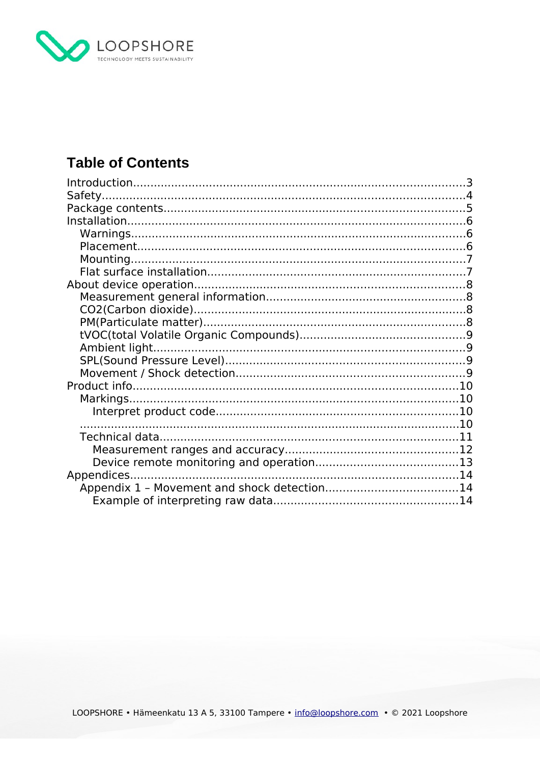## Table of Contents

- Introduction....3
- Safety....4
- Package contents....5
- Installation....6
  - Warnings....6
  - Placement....6
  - Mounting....7
  - Flat surface installation....7
- About device operation....8
  - Measurement general information....8
  - CO2(Carbon dioxide)....8
  - PM(Particulate matter)....8
  - tVOC(total Volatile Organic Compounds)....9
  - Ambient light....9
  - SPL(Sound Pressure Level)....9
  - Movement / Shock detection....9
- Product info....10
  - Markings....10
    - Interpret product code....10
  - ....10
  - Technical data....11
    - Measurement ranges and accuracy....12
    - Device remote monitoring and operation....13
- Appendices....14
  - Appendix 1 – Movement and shock detection....14
    - Example of interpreting raw data....14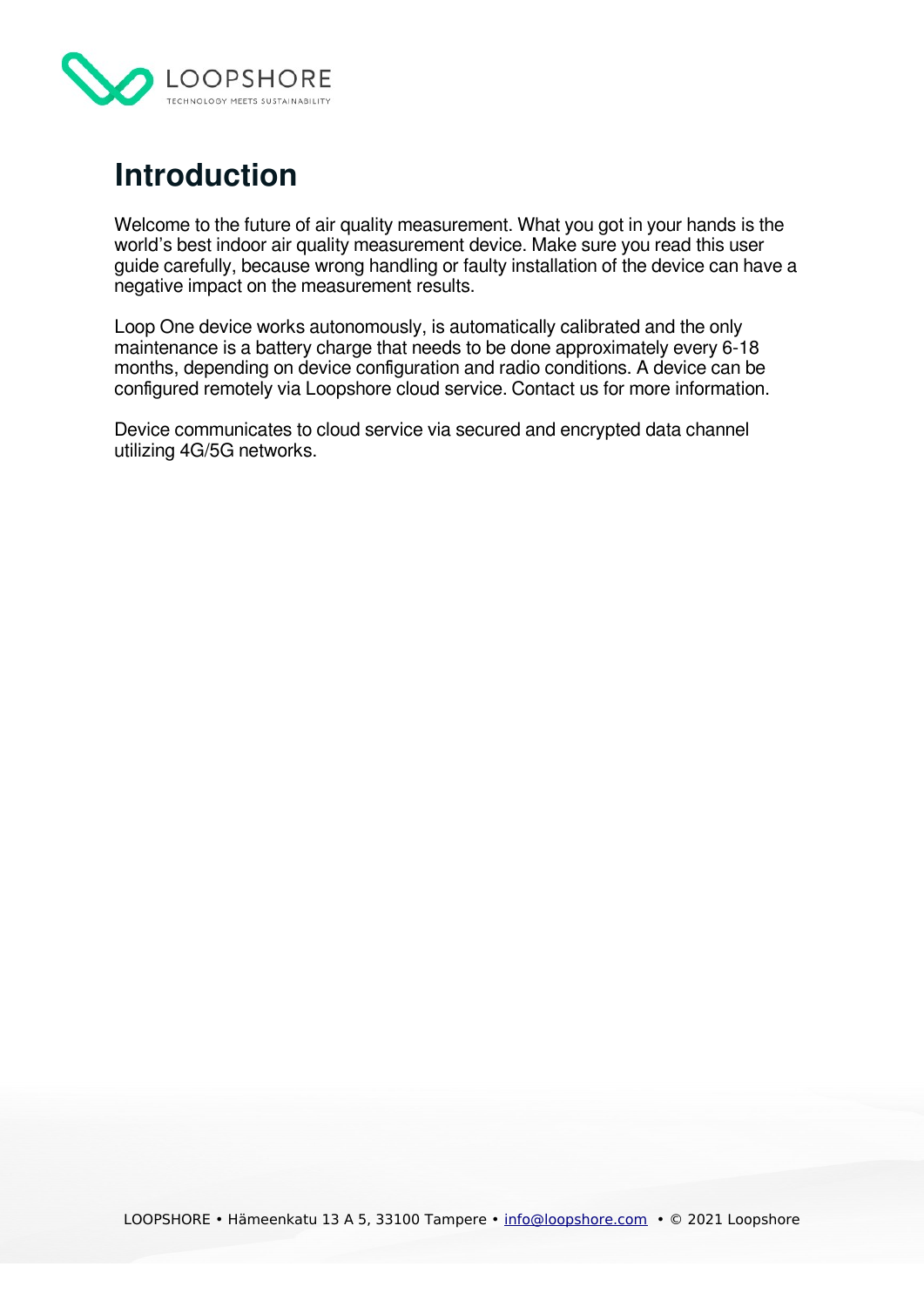# Introduction

Welcome to the future of air quality measurement. What you got in your hands is the world's best indoor air quality measurement device. Make sure you read this user guide carefully, because wrong handling or faulty installation of the device can have a negative impact on the measurement results.

Loop One device works autonomously, is automatically calibrated and the only maintenance is a battery charge that needs to be done approximately every 6-18 months, depending on device configuration and radio conditions. A device can be configured remotely via Loopshore cloud service. Contact us for more information.

Device communicates to cloud service via secured and encrypted data channel utilizing 4G/5G networks.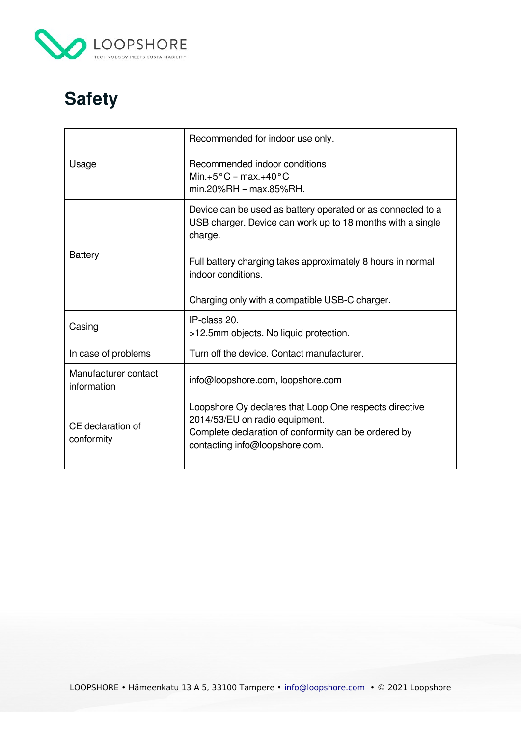# Safety

| | |
|---|---|
| Usage | Recommended for indoor use only.<br><br>Recommended indoor conditions<br>Min.+5°C – max.+40°C<br>min.20%RH – max.85%RH. |
| Battery | Device can be used as battery operated or as connected to a USB charger. Device can work up to 18 months with a single charge.<br><br>Full battery charging takes approximately 8 hours in normal indoor conditions.<br><br>Charging only with a compatible USB-C charger. |
| Casing | IP-class 20.<br>>12.5mm objects. No liquid protection. |
| In case of problems | Turn off the device. Contact manufacturer. |
| Manufacturer contact information | info@loopshore.com, loopshore.com |
| CE declaration of conformity | Loopshore Oy declares that Loop One respects directive 2014/53/EU on radio equipment.<br>Complete declaration of conformity can be ordered by contacting info@loopshore.com. |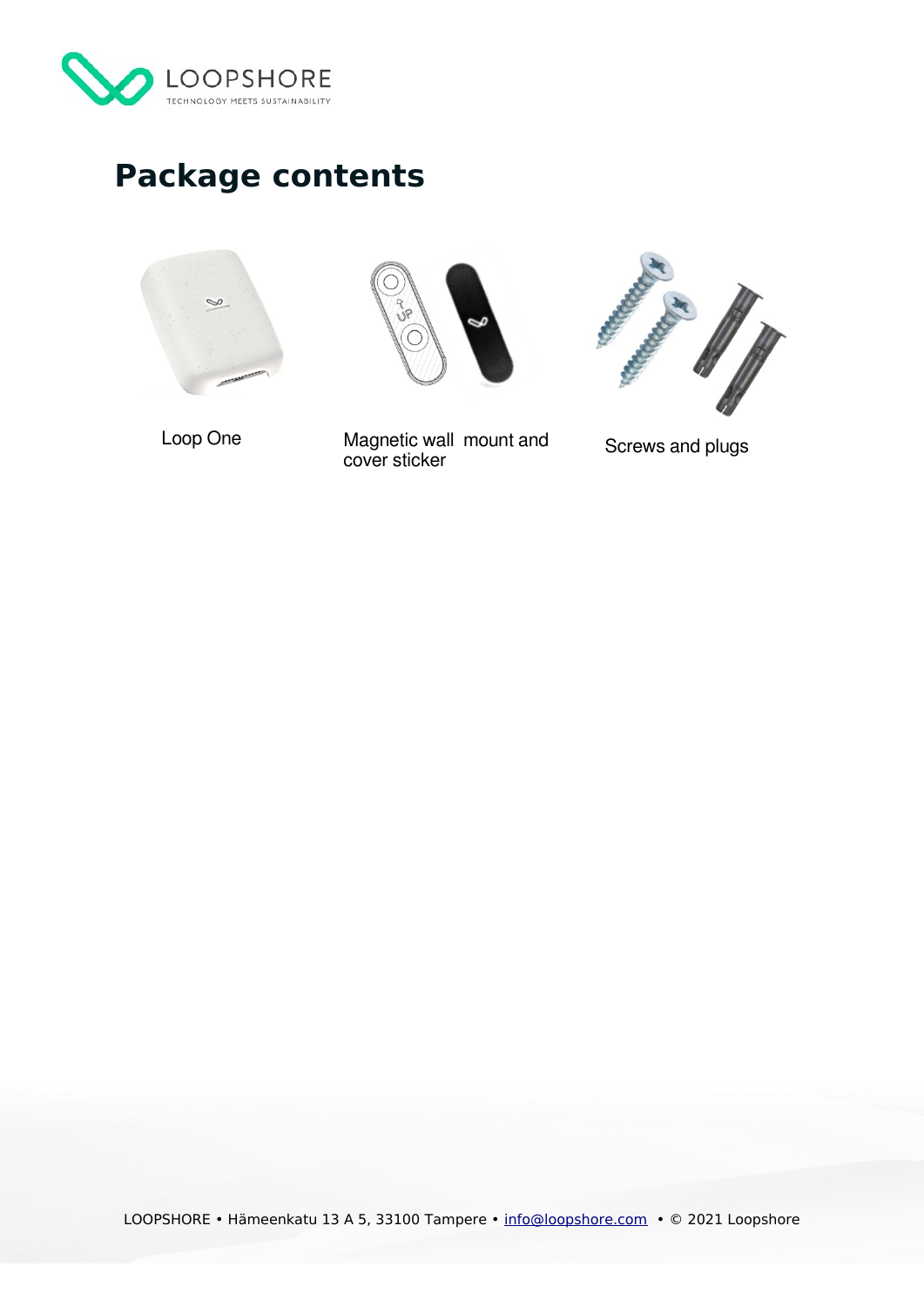# Package contents

Loop One

Magnetic wall mount and cover sticker

Screws and plugs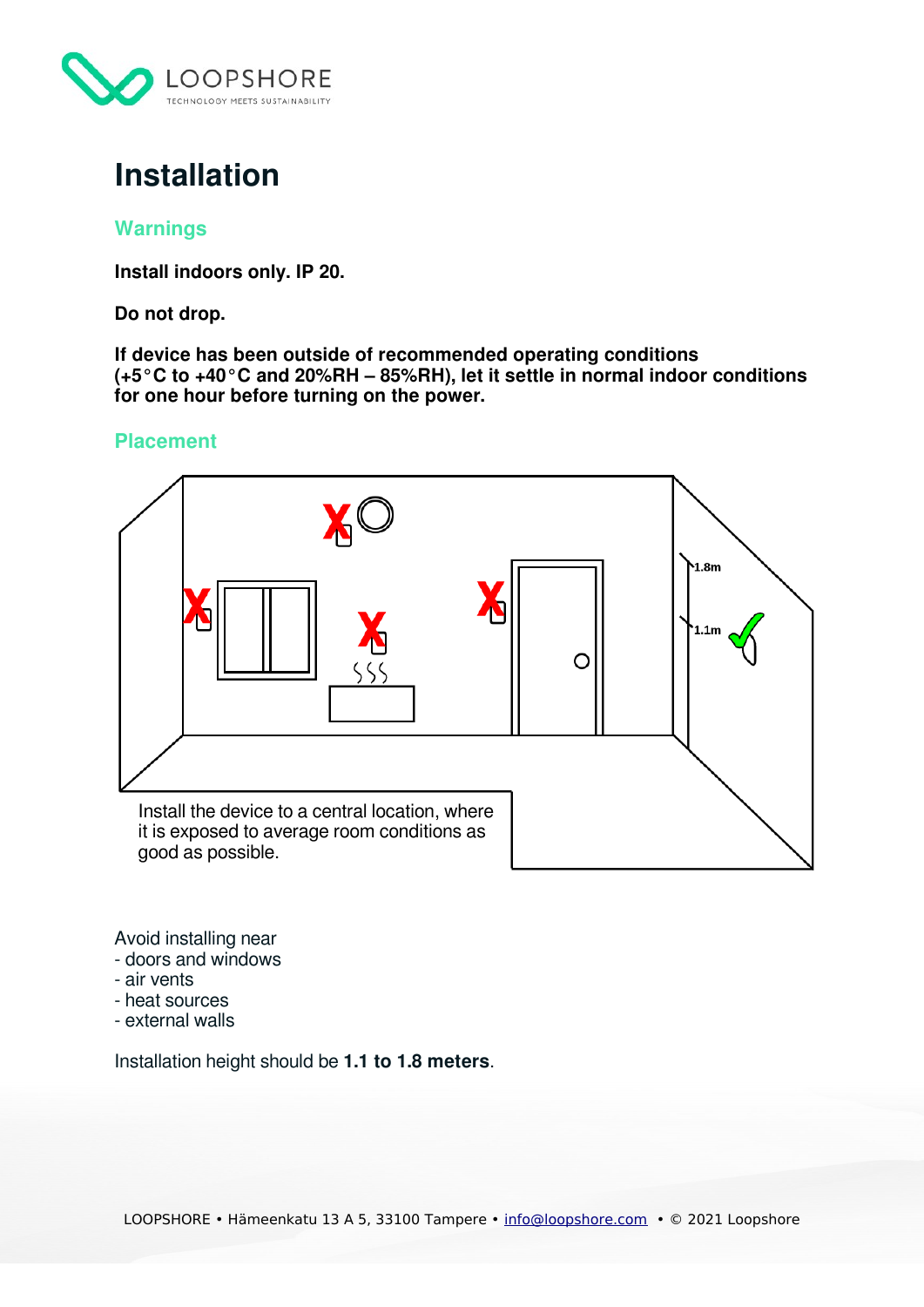# Installation

## Warnings

**Install indoors only. IP 20.**

**Do not drop.**

**If device has been outside of recommended operating conditions (+5°C to +40°C and 20%RH – 85%RH), let it settle in normal indoor conditions for one hour before turning on the power.**

## Placement

1.8m

1.1m

Install the device to a central location, where it is exposed to average room conditions as good as possible.

Avoid installing near
- doors and windows
- air vents
- heat sources
- external walls

Installation height should be **1.1 to 1.8 meters**.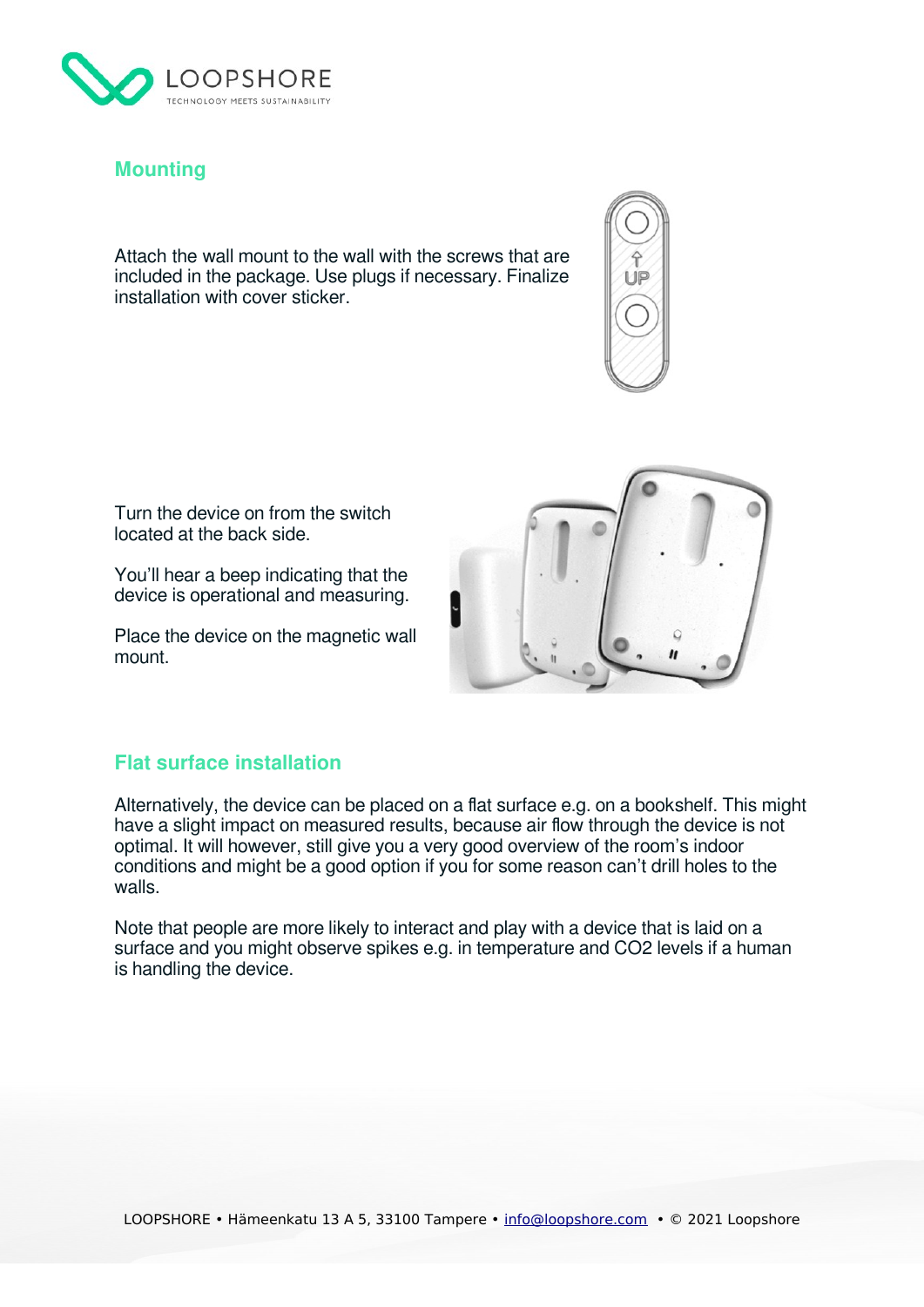## Mounting

Attach the wall mount to the wall with the screws that are included in the package. Use plugs if necessary. Finalize installation with cover sticker.

Turn the device on from the switch located at the back side.

You'll hear a beep indicating that the device is operational and measuring.

Place the device on the magnetic wall mount.

## Flat surface installation

Alternatively, the device can be placed on a flat surface e.g. on a bookshelf. This might have a slight impact on measured results, because air flow through the device is not optimal. It will however, still give you a very good overview of the room's indoor conditions and might be a good option if you for some reason can't drill holes to the walls.

Note that people are more likely to interact and play with a device that is laid on a surface and you might observe spikes e.g. in temperature and $CO_2$ levels if a human is handling the device.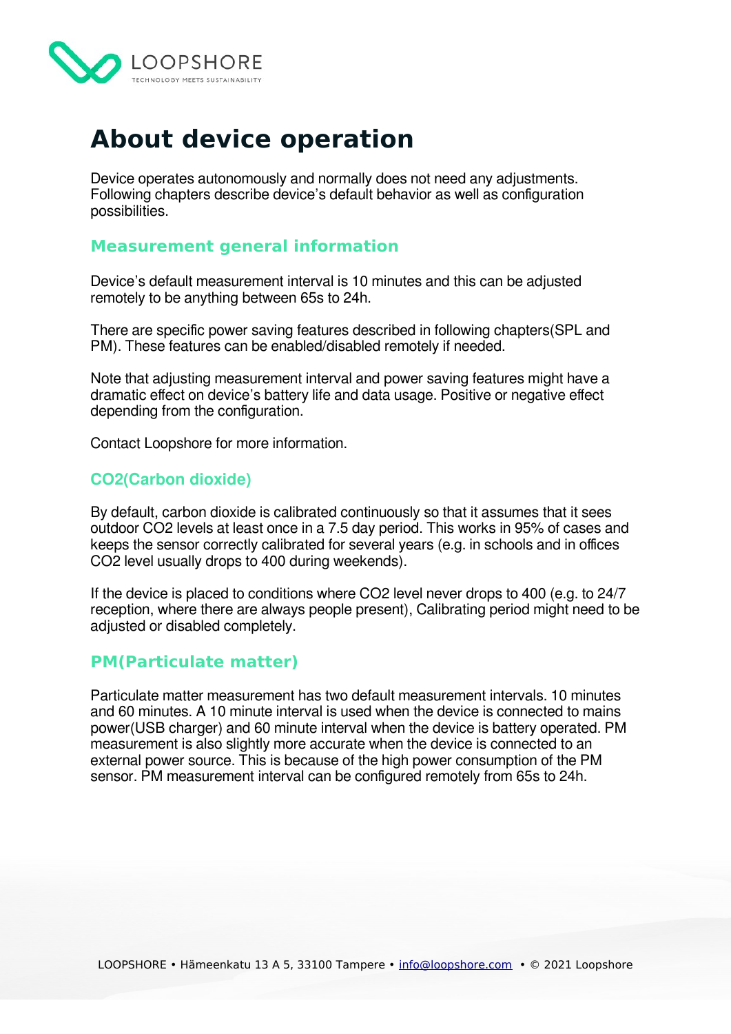# About device operation

Device operates autonomously and normally does not need any adjustments. Following chapters describe device's default behavior as well as configuration possibilities.

## Measurement general information

Device's default measurement interval is 10 minutes and this can be adjusted remotely to be anything between 65s to 24h.

There are specific power saving features described in following chapters(SPL and PM). These features can be enabled/disabled remotely if needed.

Note that adjusting measurement interval and power saving features might have a dramatic effect on device's battery life and data usage. Positive or negative effect depending from the configuration.

Contact Loopshore for more information.

## $CO_2$(Carbon dioxide)

By default, carbon dioxide is calibrated continuously so that it assumes that it sees outdoor $CO_2$ levels at least once in a 7.5 day period. This works in 95% of cases and keeps the sensor correctly calibrated for several years (e.g. in schools and in offices $CO_2$ level usually drops to 400 during weekends).

If the device is placed to conditions where $CO_2$ level never drops to 400 (e.g. to 24/7 reception, where there are always people present), Calibrating period might need to be adjusted or disabled completely.

## PM(Particulate matter)

Particulate matter measurement has two default measurement intervals. 10 minutes and 60 minutes. A 10 minute interval is used when the device is connected to mains power(USB charger) and 60 minute interval when the device is battery operated. PM measurement is also slightly more accurate when the device is connected to an external power source. This is because of the high power consumption of the PM sensor. PM measurement interval can be configured remotely from 65s to 24h.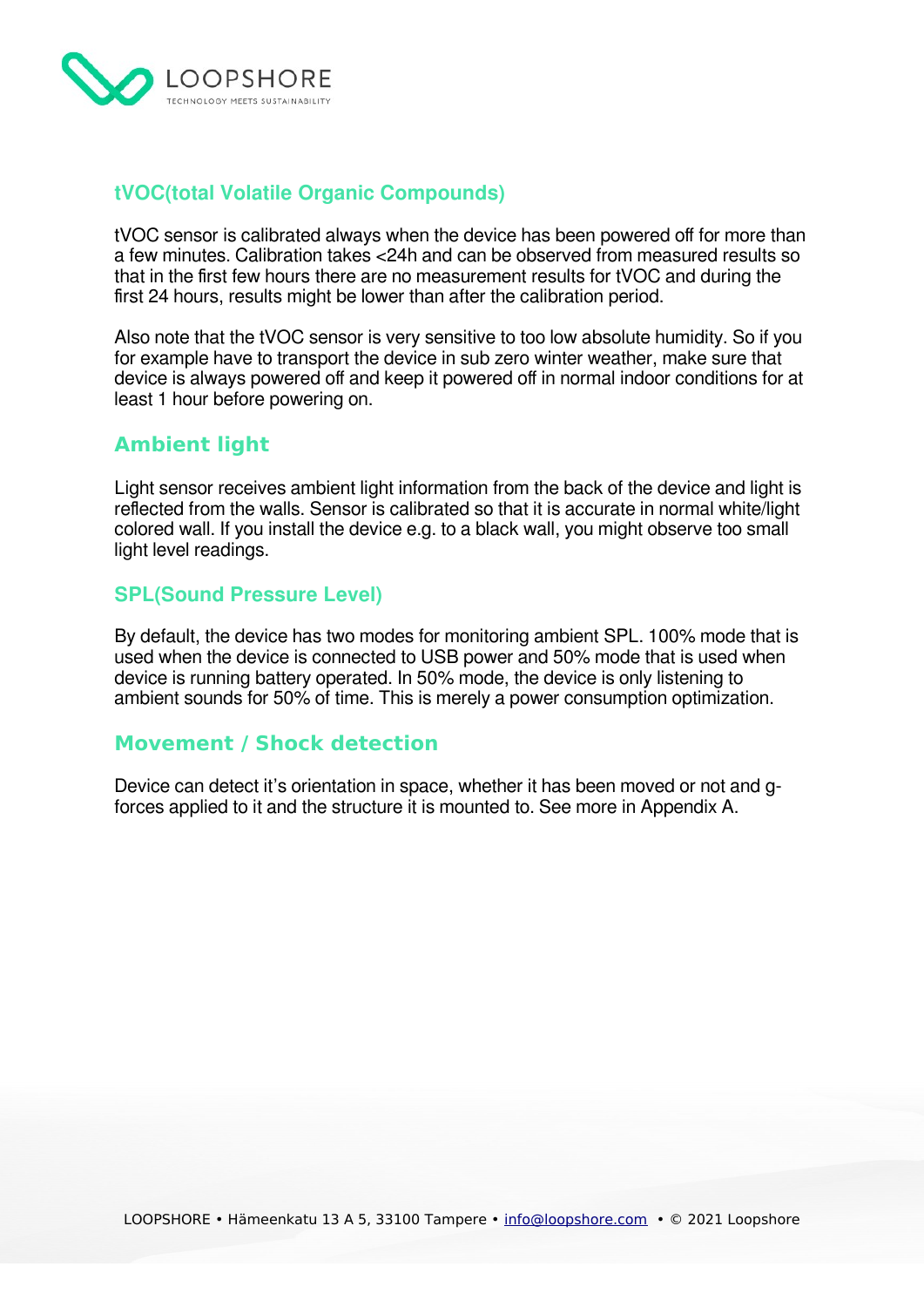## tVOC(total Volatile Organic Compounds)

tVOC sensor is calibrated always when the device has been powered off for more than a few minutes. Calibration takes <24h and can be observed from measured results so that in the first few hours there are no measurement results for tVOC and during the first 24 hours, results might be lower than after the calibration period.

Also note that the tVOC sensor is very sensitive to too low absolute humidity. So if you for example have to transport the device in sub zero winter weather, make sure that device is always powered off and keep it powered off in normal indoor conditions for at least 1 hour before powering on.

## Ambient light

Light sensor receives ambient light information from the back of the device and light is reflected from the walls. Sensor is calibrated so that it is accurate in normal white/light colored wall. If you install the device e.g. to a black wall, you might observe too small light level readings.

## SPL(Sound Pressure Level)

By default, the device has two modes for monitoring ambient SPL. 100% mode that is used when the device is connected to USB power and 50% mode that is used when device is running battery operated. In 50% mode, the device is only listening to ambient sounds for 50% of time. This is merely a power consumption optimization.

## Movement / Shock detection

Device can detect it's orientation in space, whether it has been moved or not and g-forces applied to it and the structure it is mounted to. See more in Appendix A.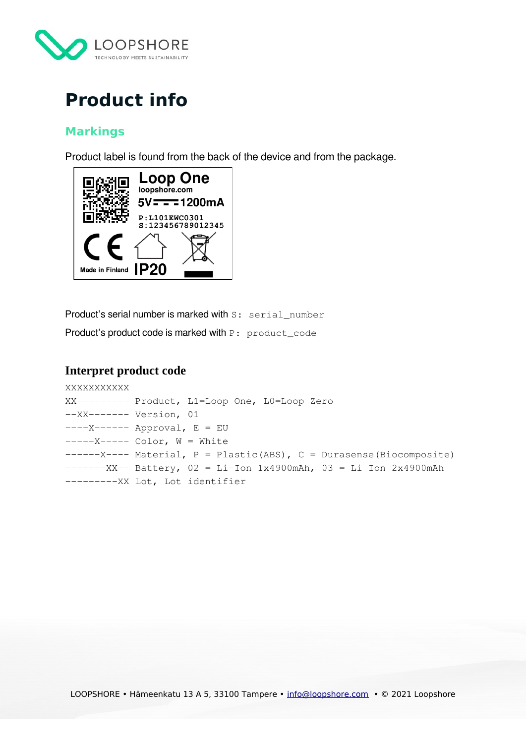# Product info

## Markings

Product label is found from the back of the device and from the package.

Loop One
loopshore.com
5V 1200mA
P:L101EWC0301
S:123456789012345
Made in Finland
IP20

Product's serial number is marked with `S: serial_number`

Product's product code is marked with `P: product_code`

### Interpret product code

```
XXXXXXXXXXX
XX--------- Product, L1=Loop One, L0=Loop Zero
--XX------- Version, 01
----X------ Approval, E = EU
-----X----- Color, W = White
------X---- Material, P = Plastic(ABS), C = Durasense(Biocomposite)
-------XX-- Battery, 02 = Li-Ion 1x4900mAh, 03 = Li Ion 2x4900mAh
---------XX Lot, Lot identifier
```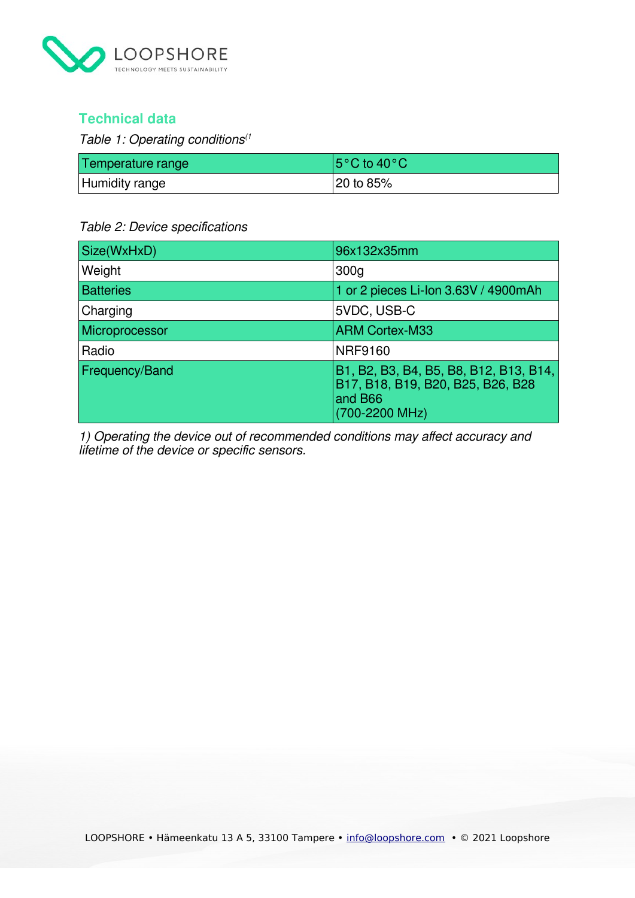## Technical data

*Table 1: Operating conditions*[1]

| Temperature range | 5°C to 40°C |
|---|---|
| Humidity range | 20 to 85% |

*Table 2: Device specifications*

| Size(WxHxD) | 96x132x35mm |
|---|---|
| Weight | 300g |
| Batteries | 1 or 2 pieces Li-Ion 3.63V / 4900mAh |
| Charging | 5VDC, USB-C |
| Microprocessor | ARM Cortex-M33 |
| Radio | NRF9160 |
| Frequency/Band | B1, B2, B3, B4, B5, B8, B12, B13, B14, B17, B18, B19, B20, B25, B26, B28 and B66 (700-2200 MHz) |

*1) Operating the device out of recommended conditions may affect accuracy and lifetime of the device or specific sensors.*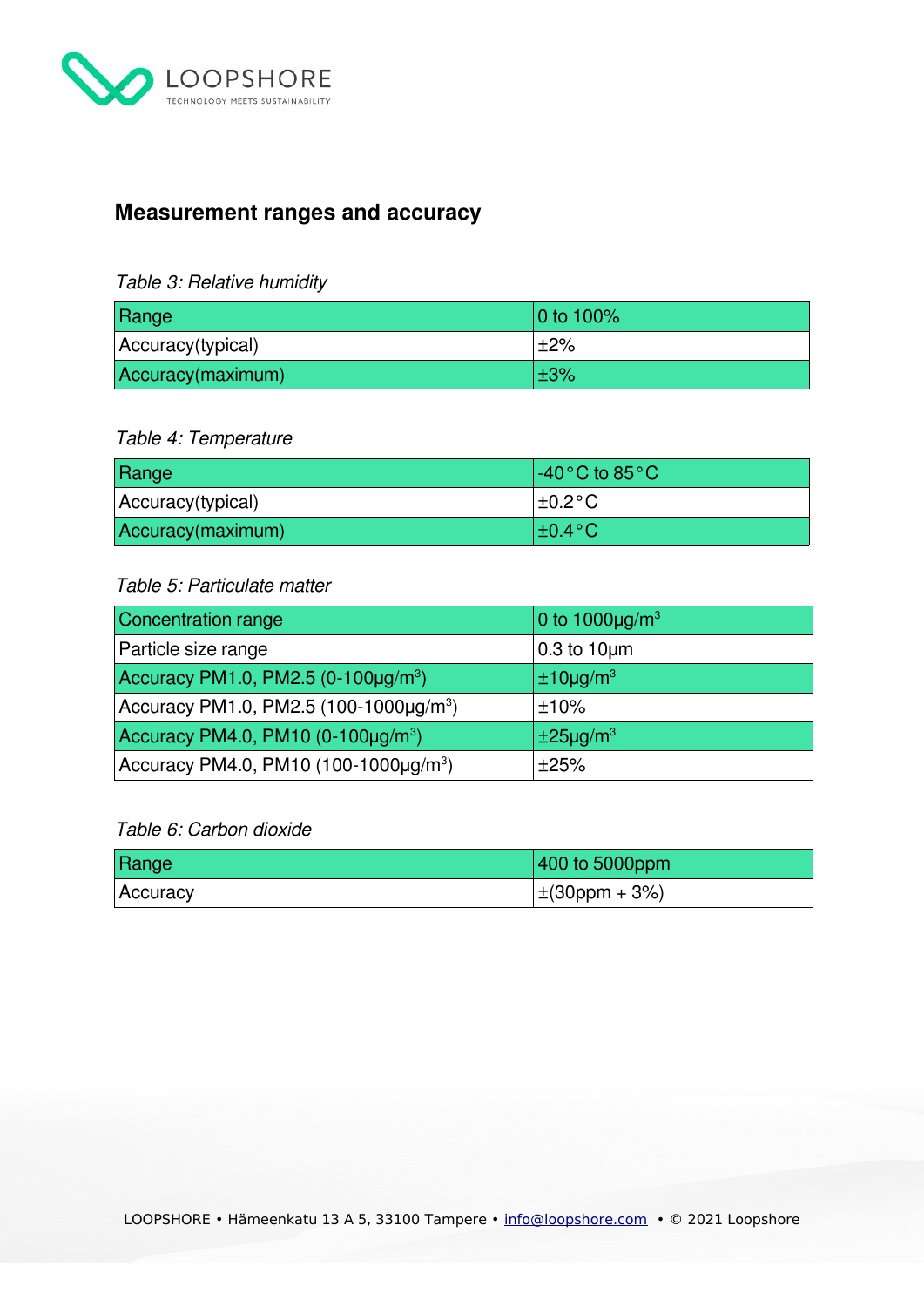## Measurement ranges and accuracy

*Table 3: Relative humidity*

| Range | 0 to 100% |
|---|---|
| Accuracy(typical) | ±2% |
| Accuracy(maximum) | ±3% |

*Table 4: Temperature*

| Range | -40°C to 85°C |
|---|---|
| Accuracy(typical) | ±0.2°C |
| Accuracy(maximum) | ±0.4°C |

*Table 5: Particulate matter*

| Concentration range | 0 to 1000µg/m$^3$ |
|---|---|
| Particle size range | 0.3 to 10µm |
| Accuracy PM1.0, PM2.5 (0-100µg/m$^3$) | ±10µg/m$^3$ |
| Accuracy PM1.0, PM2.5 (100-1000µg/m$^3$) | ±10% |
| Accuracy PM4.0, PM10 (0-100µg/m$^3$) | ±25µg/m$^3$ |
| Accuracy PM4.0, PM10 (100-1000µg/m$^3$) | ±25% |

*Table 6: Carbon dioxide*

| Range | 400 to 5000ppm |
|---|---|
| Accuracy | ±(30ppm + 3%) |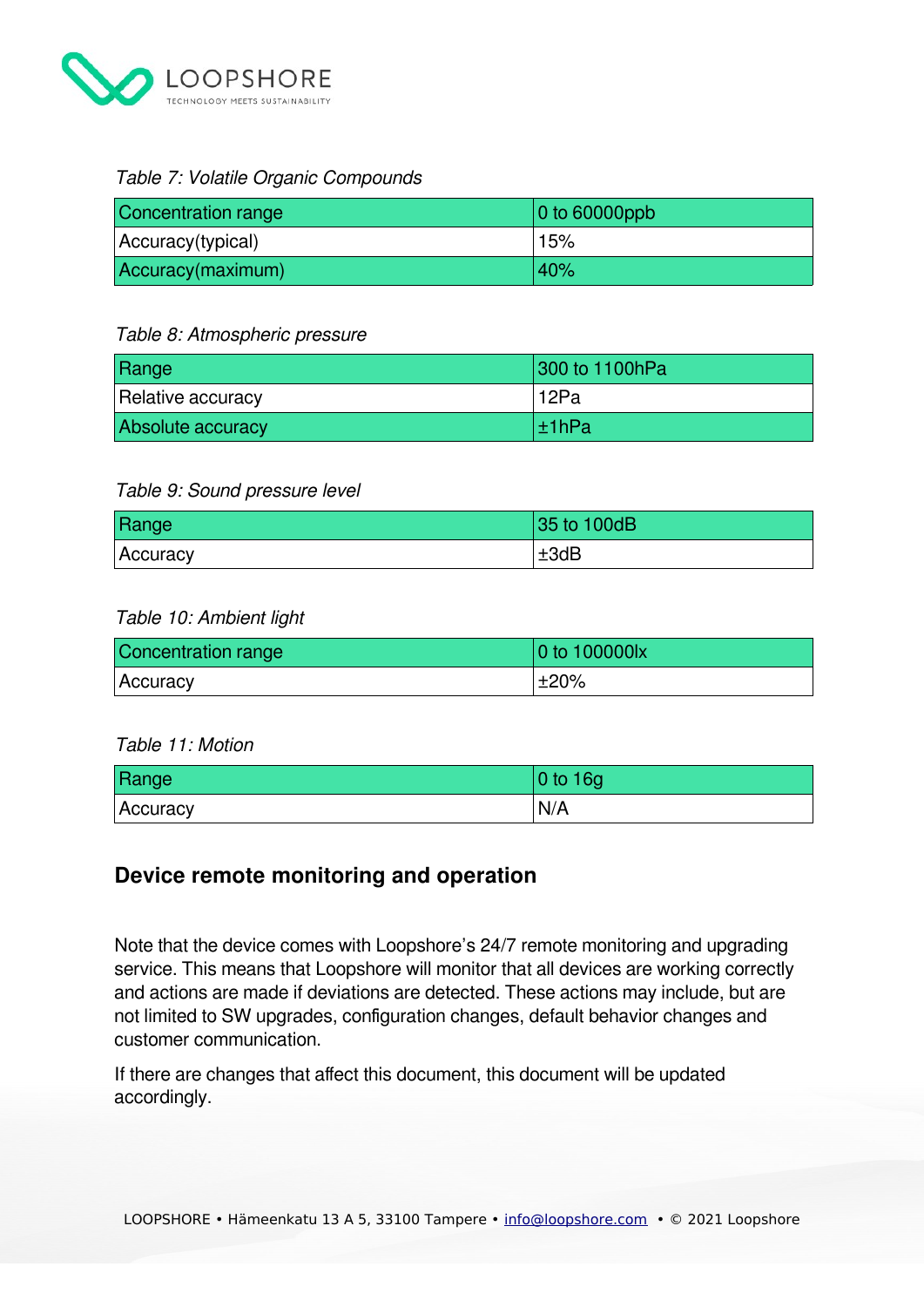*Table 7: Volatile Organic Compounds*

| Concentration range | 0 to 60000ppb |
|---|---|
| Accuracy(typical) | 15% |
| Accuracy(maximum) | 40% |

*Table 8: Atmospheric pressure*

| Range | 300 to 1100hPa |
|---|---|
| Relative accuracy | 12Pa |
| Absolute accuracy | ±1hPa |

*Table 9: Sound pressure level*

| Range | 35 to 100dB |
|---|---|
| Accuracy | ±3dB |

*Table 10: Ambient light*

| Concentration range | 0 to 100000lx |
|---|---|
| Accuracy | ±20% |

*Table 11: Motion*

| Range | 0 to 16g |
|---|---|
| Accuracy | N/A |

## Device remote monitoring and operation

Note that the device comes with Loopshore's 24/7 remote monitoring and upgrading service. This means that Loopshore will monitor that all devices are working correctly and actions are made if deviations are detected. These actions may include, but are not limited to SW upgrades, configuration changes, default behavior changes and customer communication.

If there are changes that affect this document, this document will be updated accordingly.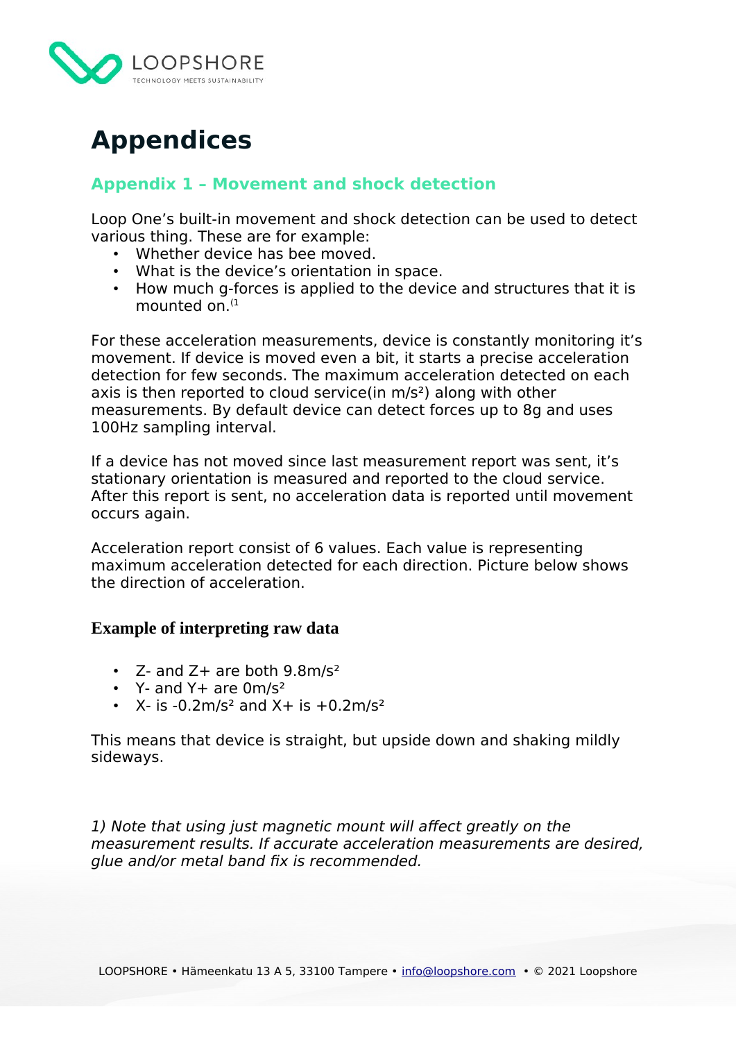# Appendices

## Appendix 1 – Movement and shock detection

Loop One's built-in movement and shock detection can be used to detect various thing. These are for example:

- Whether device has bee moved.
- What is the device's orientation in space.
- How much g-forces is applied to the device and structures that it is mounted on.[1]

For these acceleration measurements, device is constantly monitoring it's movement. If device is moved even a bit, it starts a precise acceleration detection for few seconds. The maximum acceleration detected on each axis is then reported to cloud service(in $m/s^2$) along with other measurements. By default device can detect forces up to 8g and uses 100Hz sampling interval.

If a device has not moved since last measurement report was sent, it's stationary orientation is measured and reported to the cloud service. After this report is sent, no acceleration data is reported until movement occurs again.

Acceleration report consist of 6 values. Each value is representing maximum acceleration detected for each direction. Picture below shows the direction of acceleration.

### Example of interpreting raw data

- Z- and Z+ are both $9.8 m/s^2$
- Y- and Y+ are $0 m/s^2$
- X- is $-0.2 m/s^2$ and X+ is $+0.2 m/s^2$

This means that device is straight, but upside down and shaking mildly sideways.

*1) Note that using just magnetic mount will affect greatly on the measurement results. If accurate acceleration measurements are desired, glue and/or metal band fix is recommended.*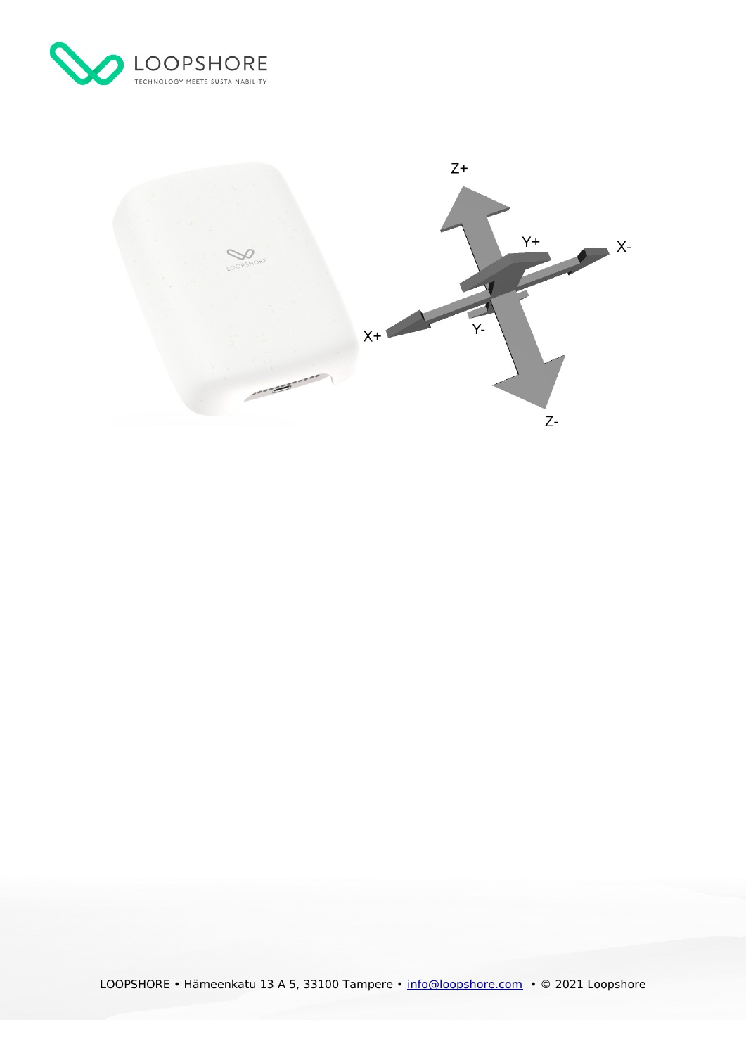Z+

Y+

X-

X+

Y-

Z-